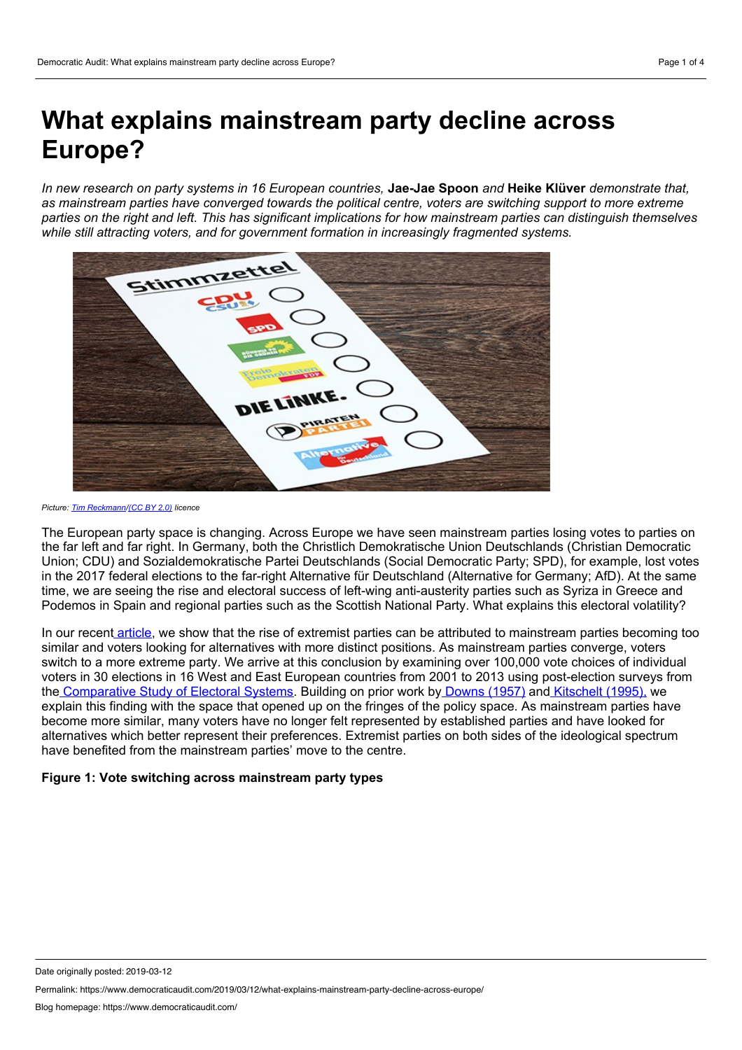# What explains mainstream party decline across Europe?

*In new research on party systems in 16 European countries,* **Jae-Jae Spoon** *and* **Heike Klüver** *demonstrate that, as mainstream parties have converged towards the political centre, voters are switching support to more extreme parties on the right and left. This has significant implications for how mainstream parties can distinguish themselves while still attracting voters, and for government formation in increasingly fragmented systems.*

*Picture: Tim Reckmann/(CC BY 2.0) licence*

The European party space is changing. Across Europe we have seen mainstream parties losing votes to parties on the far left and far right. In Germany, both the Christlich Demokratische Union Deutschlands (Christian Democratic Union; CDU) and Sozialdemokratische Partei Deutschlands (Social Democratic Party; SPD), for example, lost votes in the 2017 federal elections to the far-right Alternative für Deutschland (Alternative for Germany; AfD). At the same time, we are seeing the rise and electoral success of left-wing anti-austerity parties such as Syriza in Greece and Podemos in Spain and regional parties such as the Scottish National Party. What explains this electoral volatility?

In our recent article, we show that the rise of extremist parties can be attributed to mainstream parties becoming too similar and voters looking for alternatives with more distinct positions. As mainstream parties converge, voters switch to a more extreme party. We arrive at this conclusion by examining over 100,000 vote choices of individual voters in 30 elections in 16 West and East European countries from 2001 to 2013 using post-election surveys from the Comparative Study of Electoral Systems. Building on prior work by Downs (1957) and Kitschelt (1995), we explain this finding with the space that opened up on the fringes of the policy space. As mainstream parties have become more similar, many voters have no longer felt represented by established parties and have looked for alternatives which better represent their preferences. Extremist parties on both sides of the ideological spectrum have benefited from the mainstream parties' move to the centre.

**Figure 1: Vote switching across mainstream party types**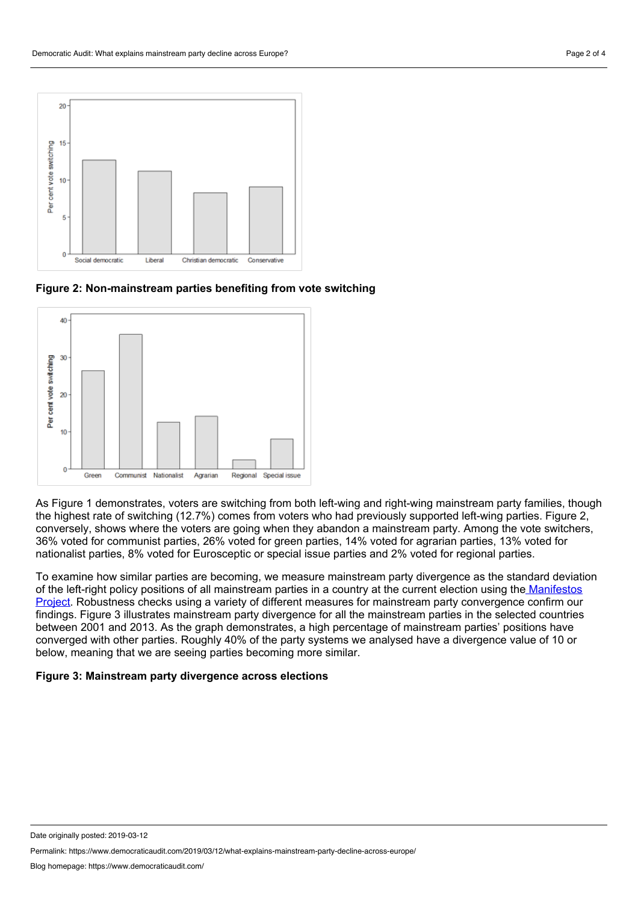**Figure 2: Non-mainstream parties benefiting from vote switching**

As Figure 1 demonstrates, voters are switching from both left-wing and right-wing mainstream party families, though the highest rate of switching (12.7%) comes from voters who had previously supported left-wing parties. Figure 2, conversely, shows where the voters are going when they abandon a mainstream party. Among the vote switchers, 36% voted for communist parties, 26% voted for green parties, 14% voted for agrarian parties, 13% voted for nationalist parties, 8% voted for Eurosceptic or special issue parties and 2% voted for regional parties.

To examine how similar parties are becoming, we measure mainstream party divergence as the standard deviation of the left-right policy positions of all mainstream parties in a country at the current election using the Manifestos Project. Robustness checks using a variety of different measures for mainstream party convergence confirm our findings. Figure 3 illustrates mainstream party divergence for all the mainstream parties in the selected countries between 2001 and 2013. As the graph demonstrates, a high percentage of mainstream parties' positions have converged with other parties. Roughly 40% of the party systems we analysed have a divergence value of 10 or below, meaning that we are seeing parties becoming more similar.

**Figure 3: Mainstream party divergence across elections**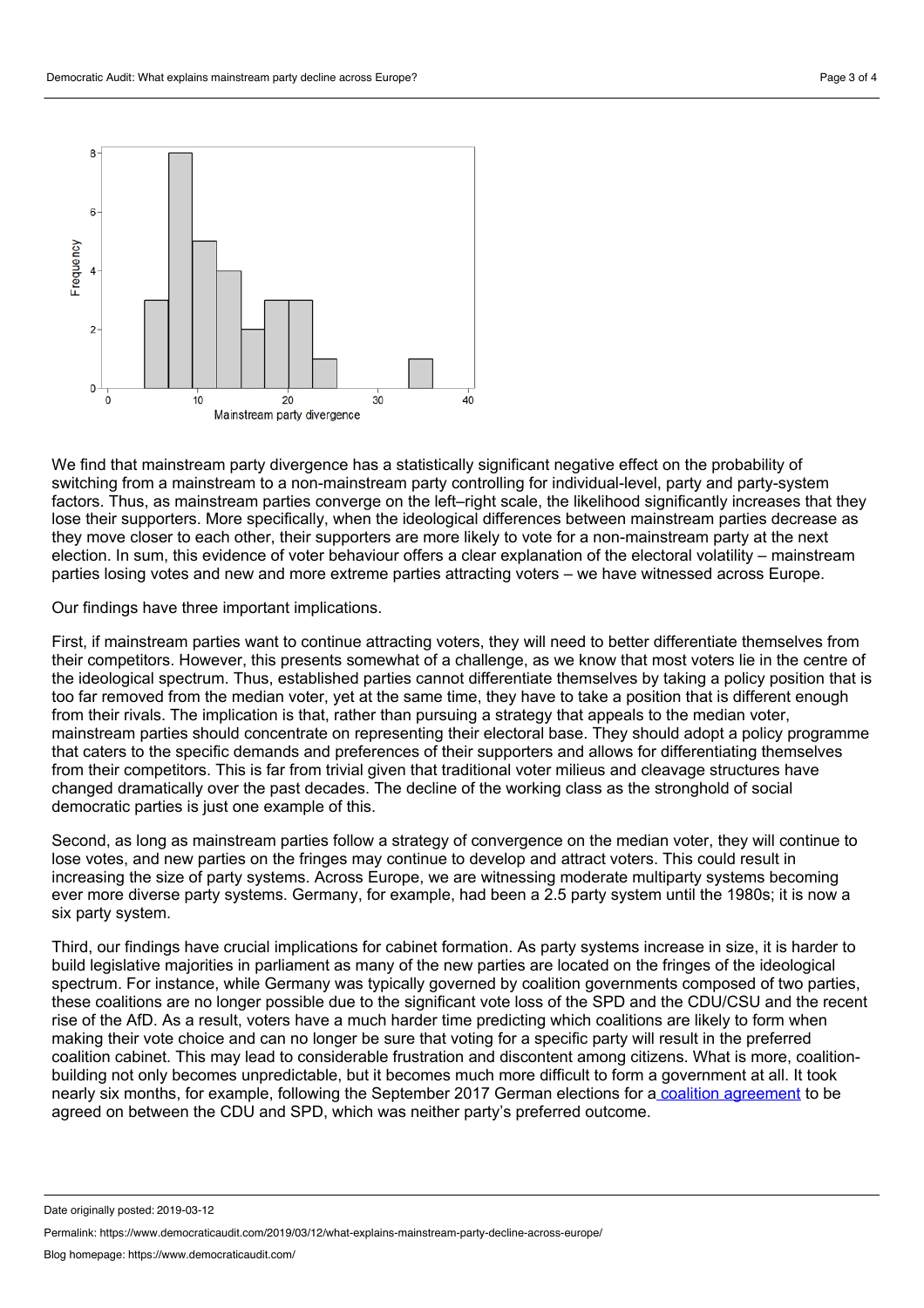We find that mainstream party divergence has a statistically significant negative effect on the probability of switching from a mainstream to a non-mainstream party controlling for individual-level, party and party-system factors. Thus, as mainstream parties converge on the left–right scale, the likelihood significantly increases that they lose their supporters. More specifically, when the ideological differences between mainstream parties decrease as they move closer to each other, their supporters are more likely to vote for a non-mainstream party at the next election. In sum, this evidence of voter behaviour offers a clear explanation of the electoral volatility – mainstream parties losing votes and new and more extreme parties attracting voters – we have witnessed across Europe.

Our findings have three important implications.

First, if mainstream parties want to continue attracting voters, they will need to better differentiate themselves from their competitors. However, this presents somewhat of a challenge, as we know that most voters lie in the centre of the ideological spectrum. Thus, established parties cannot differentiate themselves by taking a policy position that is too far removed from the median voter, yet at the same time, they have to take a position that is different enough from their rivals. The implication is that, rather than pursuing a strategy that appeals to the median voter, mainstream parties should concentrate on representing their electoral base. They should adopt a policy programme that caters to the specific demands and preferences of their supporters and allows for differentiating themselves from their competitors. This is far from trivial given that traditional voter milieus and cleavage structures have changed dramatically over the past decades. The decline of the working class as the stronghold of social democratic parties is just one example of this.

Second, as long as mainstream parties follow a strategy of convergence on the median voter, they will continue to lose votes, and new parties on the fringes may continue to develop and attract voters. This could result in increasing the size of party systems. Across Europe, we are witnessing moderate multiparty systems becoming ever more diverse party systems. Germany, for example, had been a 2.5 party system until the 1980s; it is now a six party system.

Third, our findings have crucial implications for cabinet formation. As party systems increase in size, it is harder to build legislative majorities in parliament as many of the new parties are located on the fringes of the ideological spectrum. For instance, while Germany was typically governed by coalition governments composed of two parties, these coalitions are no longer possible due to the significant vote loss of the SPD and the CDU/CSU and the recent rise of the AfD. As a result, voters have a much harder time predicting which coalitions are likely to form when making their vote choice and can no longer be sure that voting for a specific party will result in the preferred coalition cabinet. This may lead to considerable frustration and discontent among citizens. What is more, coalition-building not only becomes unpredictable, but it becomes much more difficult to form a government at all. It took nearly six months, for example, following the September 2017 German elections for a coalition agreement to be agreed on between the CDU and SPD, which was neither party's preferred outcome.

Date originally posted: 2019-03-12

Permalink: https://www.democraticaudit.com/2019/03/12/what-explains-mainstream-party-decline-across-europe/

Blog homepage: https://www.democraticaudit.com/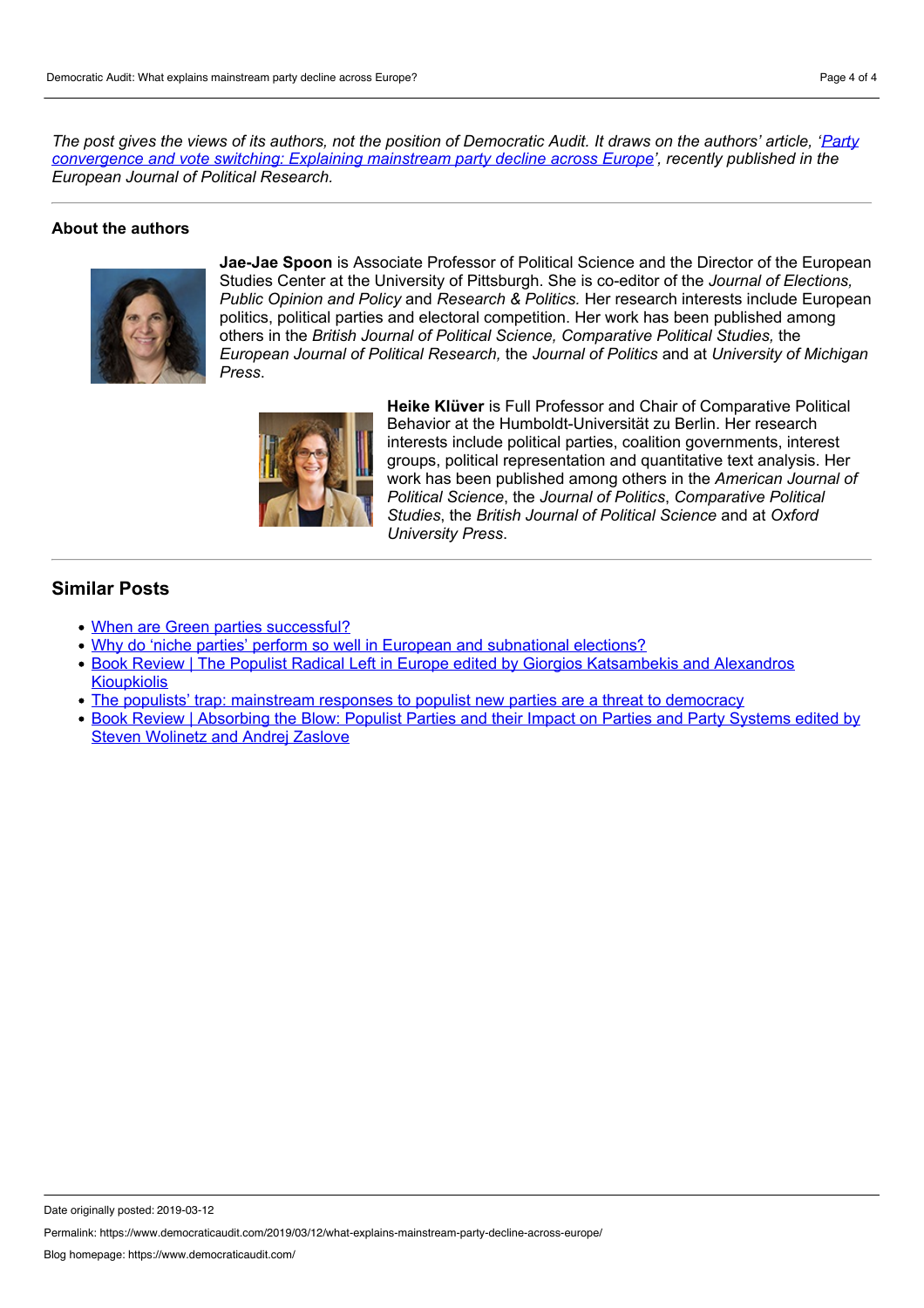*The post gives the views of its authors, not the position of Democratic Audit. It draws on the authors' article, '[Party convergence and vote switching: Explaining mainstream party decline across Europe](#)', recently published in the European Journal of Political Research.*

### About the authors

**Jae-Jae Spoon** is Associate Professor of Political Science and the Director of the European Studies Center at the University of Pittsburgh. She is co-editor of the *Journal of Elections, Public Opinion and Policy* and *Research & Politics.* Her research interests include European politics, political parties and electoral competition. Her work has been published among others in the *British Journal of Political Science, Comparative Political Studies,* the *European Journal of Political Research,* the *Journal of Politics* and at *University of Michigan Press*.

**Heike Klüver** is Full Professor and Chair of Comparative Political Behavior at the Humboldt-Universität zu Berlin. Her research interests include political parties, coalition governments, interest groups, political representation and quantitative text analysis. Her work has been published among others in the *American Journal of Political Science*, the *Journal of Politics*, *Comparative Political Studies*, the *British Journal of Political Science* and at *Oxford University Press*.

## Similar Posts

- [When are Green parties successful?](#)
- [Why do 'niche parties' perform so well in European and subnational elections?](#)
- [Book Review | The Populist Radical Left in Europe edited by Giorgios Katsambekis and Alexandros Kioupkiolis](#)
- [The populists' trap: mainstream responses to populist new parties are a threat to democracy](#)
- [Book Review | Absorbing the Blow: Populist Parties and their Impact on Parties and Party Systems edited by Steven Wolinetz and Andrej Zaslove](#)

Date originally posted: 2019-03-12

Permalink: https://www.democraticaudit.com/2019/03/12/what-explains-mainstream-party-decline-across-europe/

Blog homepage: https://www.democraticaudit.com/